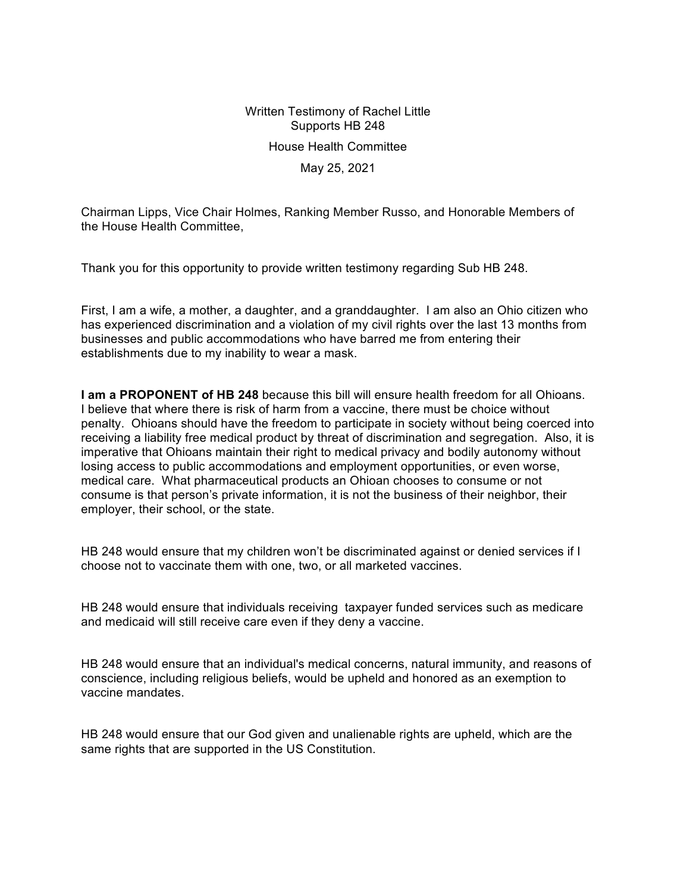Written Testimony of Rachel Little
Supports HB 248
House Health Committee
May 25, 2021

Chairman Lipps, Vice Chair Holmes, Ranking Member Russo, and Honorable Members of the House Health Committee,

Thank you for this opportunity to provide written testimony regarding Sub HB 248.

First, I am a wife, a mother, a daughter, and a granddaughter. I am also an Ohio citizen who has experienced discrimination and a violation of my civil rights over the last 13 months from businesses and public accommodations who have barred me from entering their establishments due to my inability to wear a mask.

**I am a PROPONENT of HB 248** because this bill will ensure health freedom for all Ohioans. I believe that where there is risk of harm from a vaccine, there must be choice without penalty. Ohioans should have the freedom to participate in society without being coerced into receiving a liability free medical product by threat of discrimination and segregation. Also, it is imperative that Ohioans maintain their right to medical privacy and bodily autonomy without losing access to public accommodations and employment opportunities, or even worse, medical care. What pharmaceutical products an Ohioan chooses to consume or not consume is that person's private information, it is not the business of their neighbor, their employer, their school, or the state.

HB 248 would ensure that my children won't be discriminated against or denied services if I choose not to vaccinate them with one, two, or all marketed vaccines.

HB 248 would ensure that individuals receiving taxpayer funded services such as medicare and medicaid will still receive care even if they deny a vaccine.

HB 248 would ensure that an individual's medical concerns, natural immunity, and reasons of conscience, including religious beliefs, would be upheld and honored as an exemption to vaccine mandates.

HB 248 would ensure that our God given and unalienable rights are upheld, which are the same rights that are supported in the US Constitution.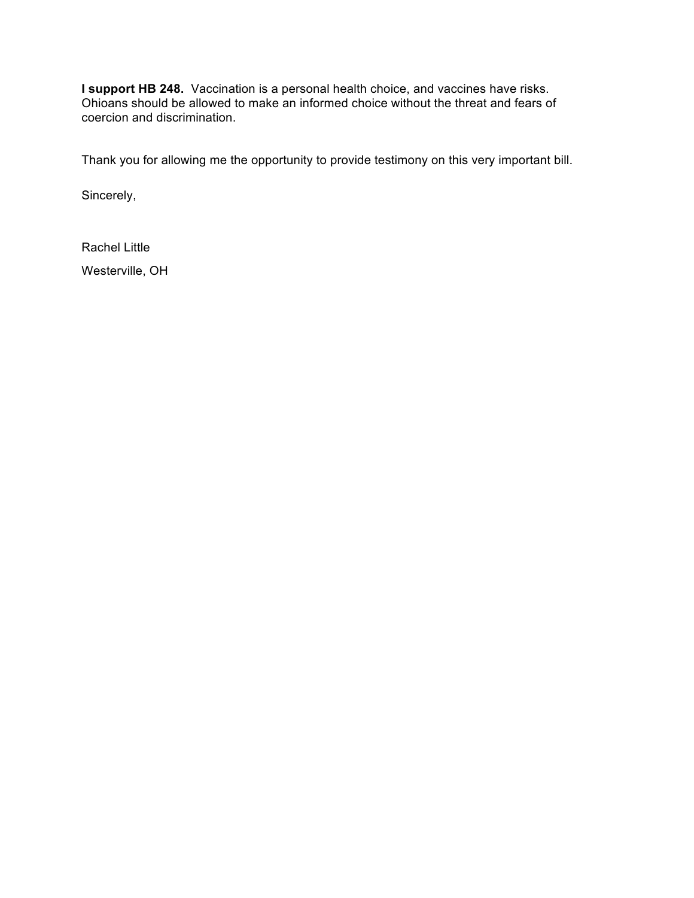**I support HB 248.** Vaccination is a personal health choice, and vaccines have risks. Ohioans should be allowed to make an informed choice without the threat and fears of coercion and discrimination.

Thank you for allowing me the opportunity to provide testimony on this very important bill.

Sincerely,

Rachel Little

Westerville, OH